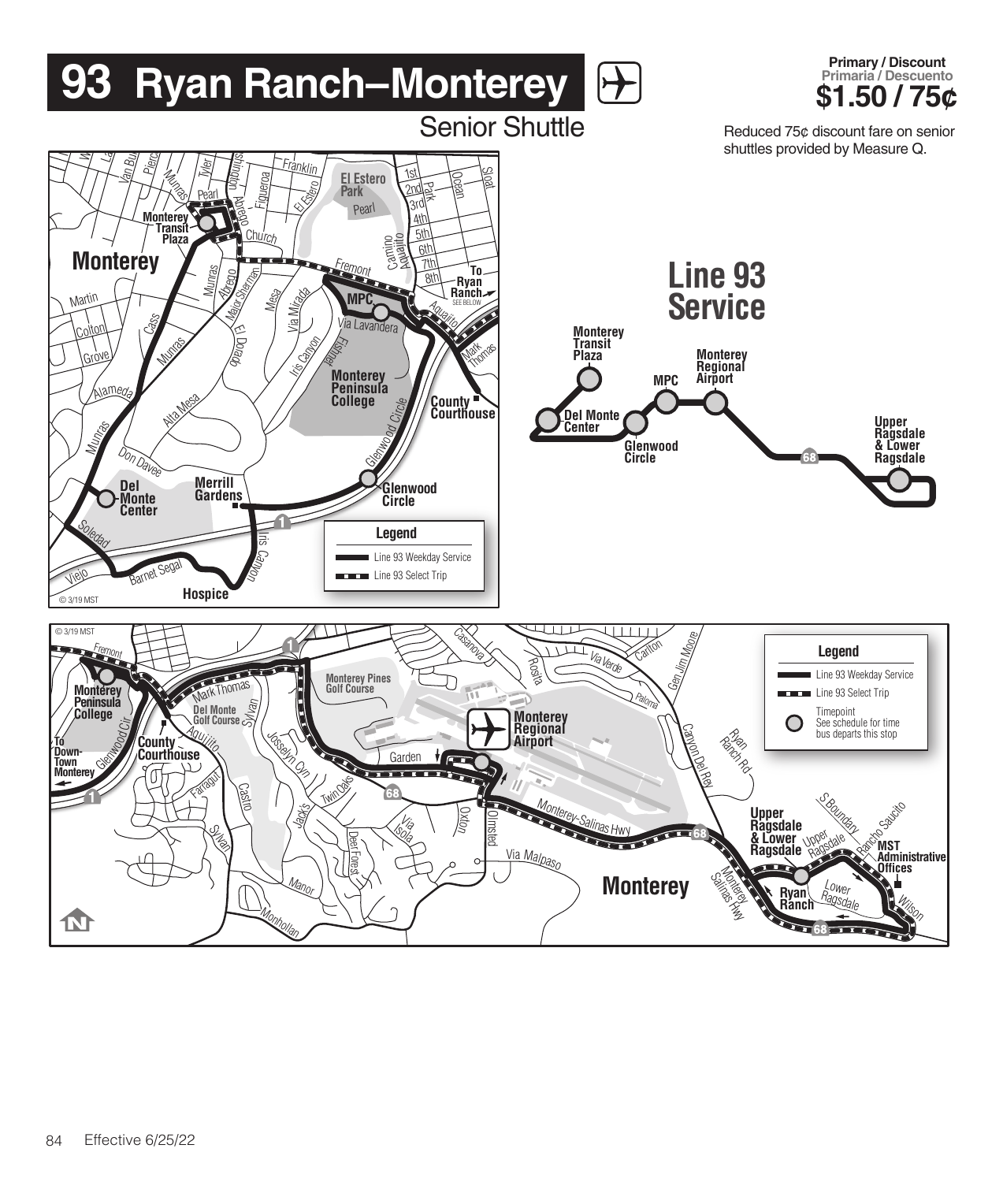# 93 Ryan Ranch–Monterey

Senior Shuttle

**Primary / Discount**
**Primaria / Descuento**
**$1.50 / 75¢**

Reduced 75¢ discount fare on senior shuttles provided by Measure Q.

## Line 93 Service

Monterey Transit Plaza – Del Monte Center – Glenwood Circle – MPC – Monterey Regional Airport – Upper Ragsdale & Lower Ragsdale

**Legend**

- Line 93 Weekday Service
- Line 93 Select Trip
- Timepoint: See schedule for time bus departs this stop

Effective 6/25/22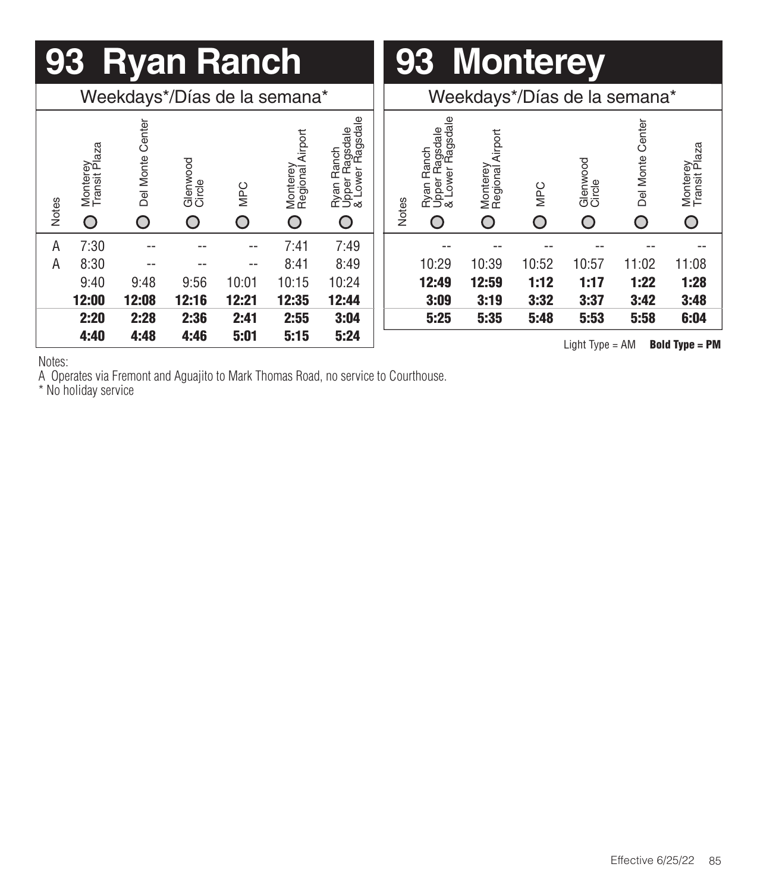# 93 Ryan Ranch

## Weekdays*/Días de la semana*

| Notes | Monterey Transit Plaza | Del Monte Center | Glenwood Circle | MPC | Monterey Regional Airport | Ryan Ranch Upper Ragsdale & Lower Ragsdale |
|---|---|---|---|---|---|---|
| A | 7:30 | -- | -- | -- | 7:41 | 7:49 |
| A | 8:30 | -- | -- | -- | 8:41 | 8:49 |
| | 9:40 | 9:48 | 9:56 | 10:01 | 10:15 | 10:24 |
| | **12:00** | **12:08** | **12:16** | **12:21** | **12:35** | **12:44** |
| | **2:20** | **2:28** | **2:36** | **2:41** | **2:55** | **3:04** |
| | **4:40** | **4:48** | **4:46** | **5:01** | **5:15** | **5:24** |

# 93 Monterey

## Weekdays*/Días de la semana*

| Notes | Ryan Ranch Upper Ragsdale & Lower Ragsdale | Monterey Regional Airport | MPC | Glenwood Circle | Del Monte Center | Monterey Transit Plaza |
|---|---|---|---|---|---|---|
| | -- | -- | -- | -- | -- | -- |
| | 10:29 | 10:39 | 10:52 | 10:57 | 11:02 | 11:08 |
| | **12:49** | **12:59** | **1:12** | **1:17** | **1:22** | **1:28** |
| | **3:09** | **3:19** | **3:32** | **3:37** | **3:42** | **3:48** |
| | **5:25** | **5:35** | **5:48** | **5:53** | **5:58** | **6:04** |

Light Type = AM **Bold Type = PM**

Notes:
A Operates via Fremont and Aguajito to Mark Thomas Road, no service to Courthouse.
* No holiday service

Effective 6/25/22